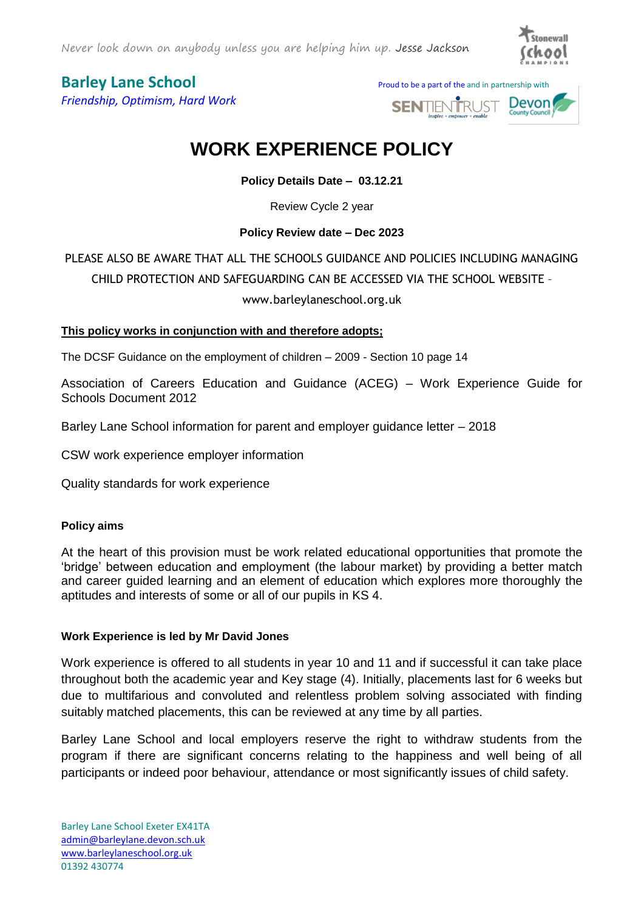Never look down on anybody unless you are helping him up. Jesse Jackson

**Barley Lane School**
*Friendship, Optimism, Hard Work*

Proud to be a part of the and in partnership with

# WORK EXPERIENCE POLICY

**Policy Details Date – 03.12.21**

Review Cycle 2 year

**Policy Review date – Dec 2023**

PLEASE ALSO BE AWARE THAT ALL THE SCHOOLS GUIDANCE AND POLICIES INCLUDING MANAGING CHILD PROTECTION AND SAFEGUARDING CAN BE ACCESSED VIA THE SCHOOL WEBSITE – www.barleylaneschool.org.uk

**This policy works in conjunction with and therefore adopts;**

The DCSF Guidance on the employment of children – 2009 - Section 10 page 14

Association of Careers Education and Guidance (ACEG) – Work Experience Guide for Schools Document 2012

Barley Lane School information for parent and employer guidance letter – 2018

CSW work experience employer information

Quality standards for work experience

### Policy aims

At the heart of this provision must be work related educational opportunities that promote the 'bridge' between education and employment (the labour market) by providing a better match and career guided learning and an element of education which explores more thoroughly the aptitudes and interests of some or all of our pupils in KS 4.

### Work Experience is led by Mr David Jones

Work experience is offered to all students in year 10 and 11 and if successful it can take place throughout both the academic year and Key stage (4). Initially, placements last for 6 weeks but due to multifarious and convoluted and relentless problem solving associated with finding suitably matched placements, this can be reviewed at any time by all parties.

Barley Lane School and local employers reserve the right to withdraw students from the program if there are significant concerns relating to the happiness and well being of all participants or indeed poor behaviour, attendance or most significantly issues of child safety.

Barley Lane School Exeter EX41TA
admin@barleylane.devon.sch.uk
www.barleylaneschool.org.uk
01392 430774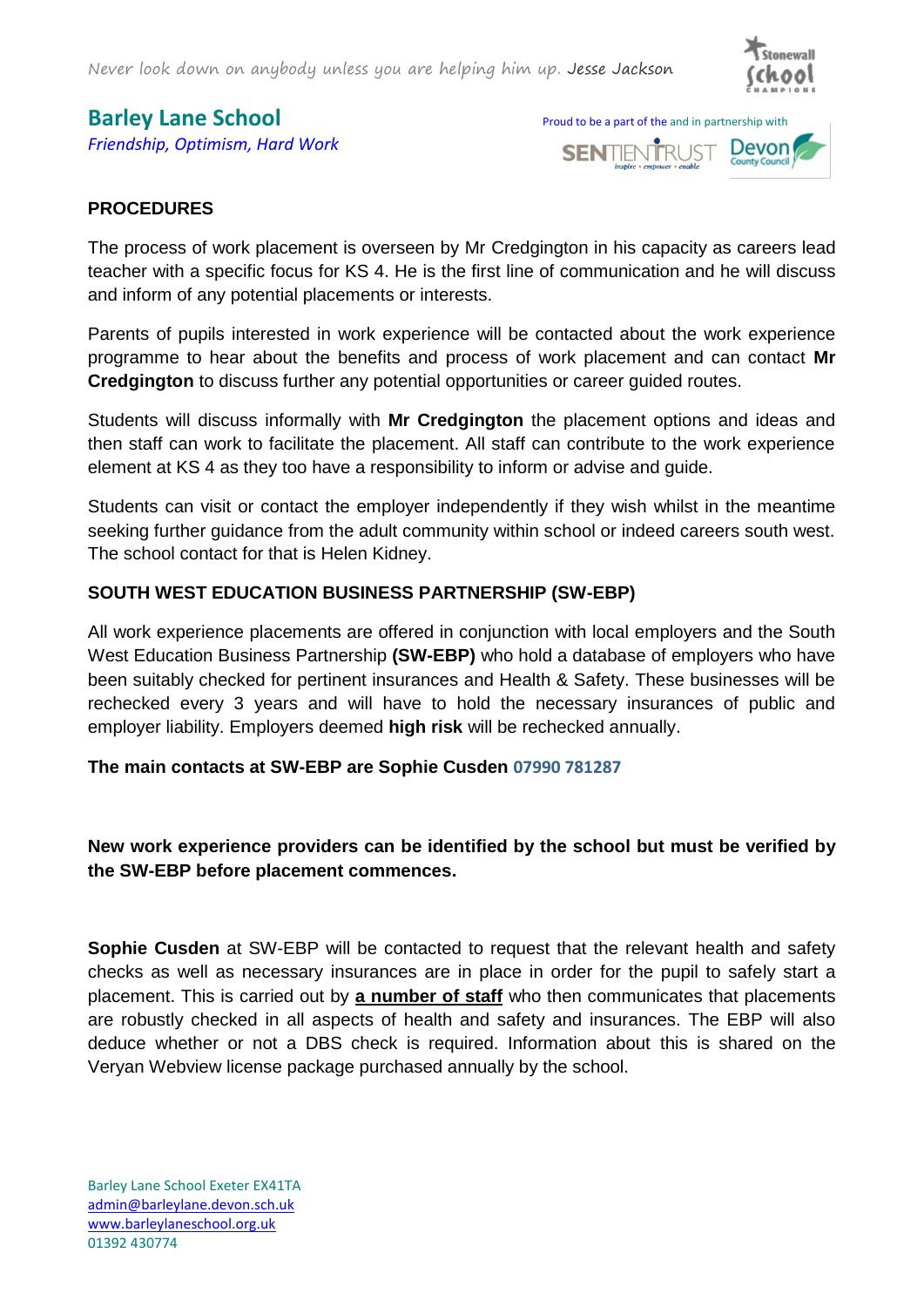## PROCEDURES

The process of work placement is overseen by Mr Credgington in his capacity as careers lead teacher with a specific focus for KS 4. He is the first line of communication and he will discuss and inform of any potential placements or interests.

Parents of pupils interested in work experience will be contacted about the work experience programme to hear about the benefits and process of work placement and can contact **Mr Credgington** to discuss further any potential opportunities or career guided routes.

Students will discuss informally with **Mr Credgington** the placement options and ideas and then staff can work to facilitate the placement. All staff can contribute to the work experience element at KS 4 as they too have a responsibility to inform or advise and guide.

Students can visit or contact the employer independently if they wish whilst in the meantime seeking further guidance from the adult community within school or indeed careers south west. The school contact for that is Helen Kidney.

## SOUTH WEST EDUCATION BUSINESS PARTNERSHIP (SW-EBP)

All work experience placements are offered in conjunction with local employers and the South West Education Business Partnership **(SW-EBP)** who hold a database of employers who have been suitably checked for pertinent insurances and Health & Safety. These businesses will be rechecked every 3 years and will have to hold the necessary insurances of public and employer liability. Employers deemed **high risk** will be rechecked annually.

**The main contacts at SW-EBP are Sophie Cusden 07990 781287**

**New work experience providers can be identified by the school but must be verified by the SW-EBP before placement commences.**

**Sophie Cusden** at SW-EBP will be contacted to request that the relevant health and safety checks as well as necessary insurances are in place in order for the pupil to safely start a placement. This is carried out by **a number of staff** who then communicates that placements are robustly checked in all aspects of health and safety and insurances. The EBP will also deduce whether or not a DBS check is required. Information about this is shared on the Veryan Webview license package purchased annually by the school.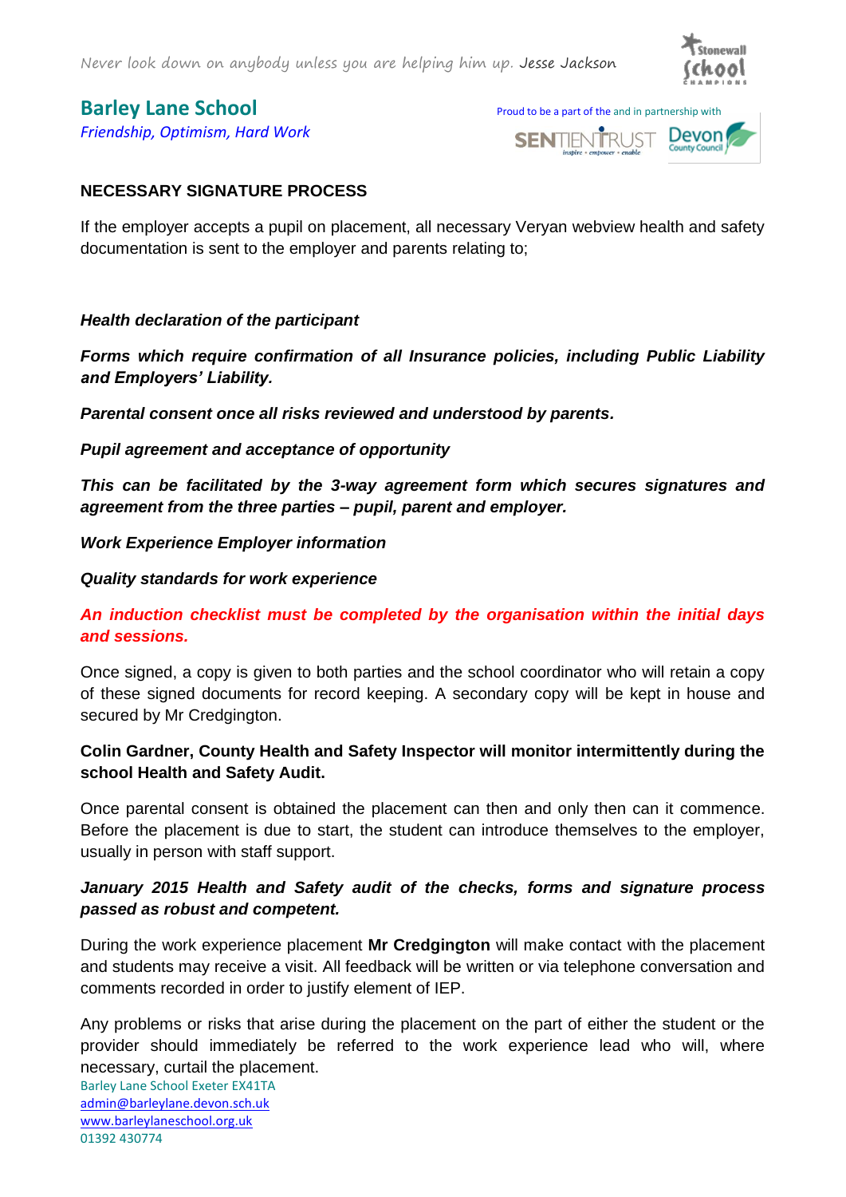## NECESSARY SIGNATURE PROCESS

If the employer accepts a pupil on placement, all necessary Veryan webview health and safety documentation is sent to the employer and parents relating to;

***Health declaration of the participant***

***Forms which require confirmation of all Insurance policies, including Public Liability and Employers' Liability.***

***Parental consent once all risks reviewed and understood by parents.***

***Pupil agreement and acceptance of opportunity***

***This can be facilitated by the 3-way agreement form which secures signatures and agreement from the three parties – pupil, parent and employer.***

***Work Experience Employer information***

***Quality standards for work experience***

***An induction checklist must be completed by the organisation within the initial days and sessions.***

Once signed, a copy is given to both parties and the school coordinator who will retain a copy of these signed documents for record keeping. A secondary copy will be kept in house and secured by Mr Credgington.

**Colin Gardner, County Health and Safety Inspector will monitor intermittently during the school Health and Safety Audit.**

Once parental consent is obtained the placement can then and only then can it commence. Before the placement is due to start, the student can introduce themselves to the employer, usually in person with staff support.

***January 2015 Health and Safety audit of the checks, forms and signature process passed as robust and competent.***

During the work experience placement **Mr Credgington** will make contact with the placement and students may receive a visit. All feedback will be written or via telephone conversation and comments recorded in order to justify element of IEP.

Any problems or risks that arise during the placement on the part of either the student or the provider should immediately be referred to the work experience lead who will, where necessary, curtail the placement.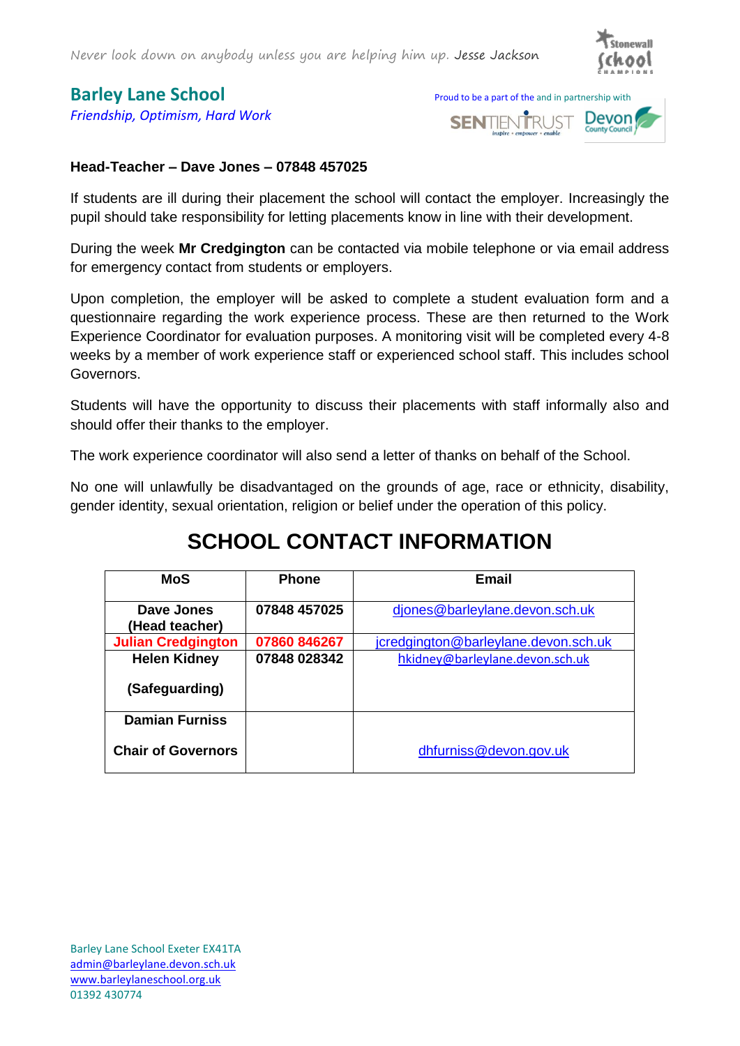Never look down on anybody unless you are helping him up. Jesse Jackson

**Barley Lane School**
*Friendship, Optimism, Hard Work*

Proud to be a part of the and in partnership with

**Head-Teacher – Dave Jones – 07848 457025**

If students are ill during their placement the school will contact the employer. Increasingly the pupil should take responsibility for letting placements know in line with their development.

During the week **Mr Credgington** can be contacted via mobile telephone or via email address for emergency contact from students or employers.

Upon completion, the employer will be asked to complete a student evaluation form and a questionnaire regarding the work experience process. These are then returned to the Work Experience Coordinator for evaluation purposes. A monitoring visit will be completed every 4-8 weeks by a member of work experience staff or experienced school staff. This includes school Governors.

Students will have the opportunity to discuss their placements with staff informally also and should offer their thanks to the employer.

The work experience coordinator will also send a letter of thanks on behalf of the School.

No one will unlawfully be disadvantaged on the grounds of age, race or ethnicity, disability, gender identity, sexual orientation, religion or belief under the operation of this policy.

# SCHOOL CONTACT INFORMATION

| MoS | Phone | Email |
|---|---|---|
| **Dave Jones (Head teacher)** | **07848 457025** | djones@barleylane.devon.sch.uk |
| **Julian Credgington** | **07860 846267** | jcredgington@barleylane.devon.sch.uk |
| **Helen Kidney (Safeguarding)** | **07848 028342** | hkidney@barleylane.devon.sch.uk |
| **Damian Furniss Chair of Governors** | | dhfurniss@devon.gov.uk |

Barley Lane School Exeter EX41TA
admin@barleylane.devon.sch.uk
www.barleylaneschool.org.uk
01392 430774